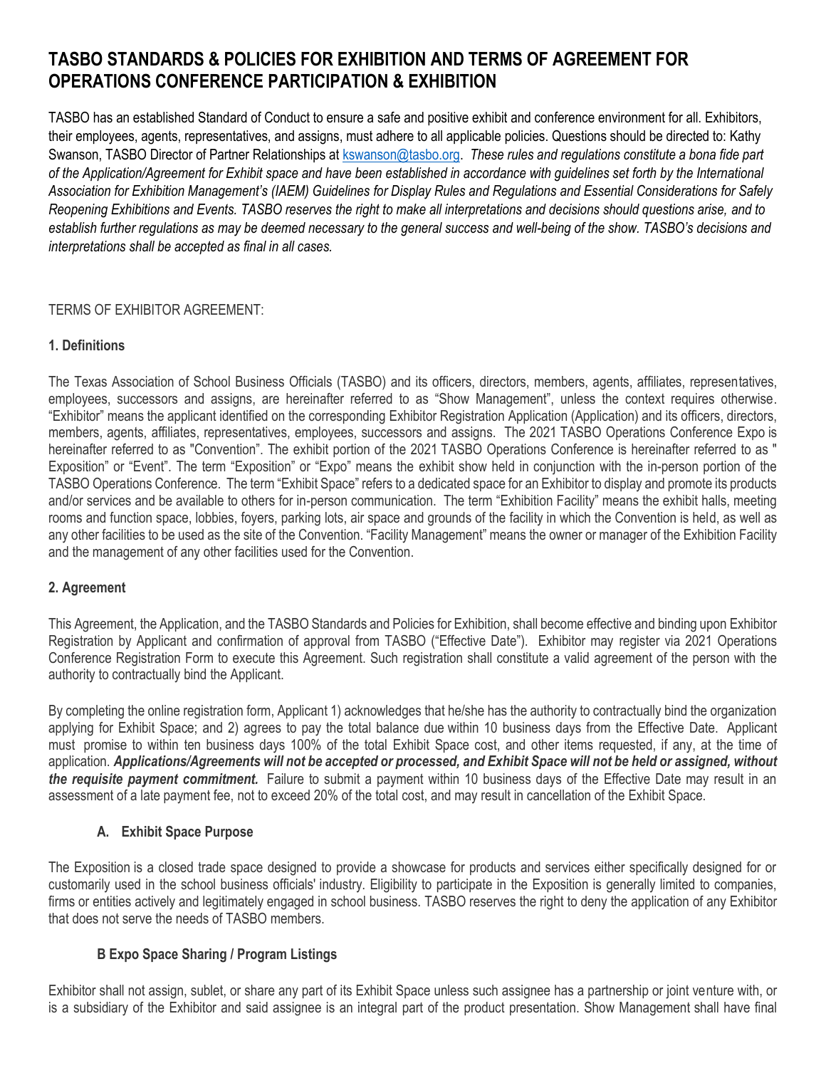# TASBO STANDARDS & POLICIES FOR EXHIBITION AND TERMS OF AGREEMENT FOR OPERATIONS CONFERENCE PARTICIPATION & EXHIBITION

TASBO has an established Standard of Conduct to ensure a safe and positive exhibit and conference environment for all. Exhibitors, their employees, agents, representatives, and assigns, must adhere to all applicable policies. Questions should be directed to: Kathy Swanson, TASBO Director of Partner Relationships at kswanson@tasbo.org. *These rules and regulations constitute a bona fide part of the Application/Agreement for Exhibit space and have been established in accordance with guidelines set forth by the International Association for Exhibition Management's (IAEM) Guidelines for Display Rules and Regulations and Essential Considerations for Safely Reopening Exhibitions and Events. TASBO reserves the right to make all interpretations and decisions should questions arise, and to establish further regulations as may be deemed necessary to the general success and well-being of the show. TASBO's decisions and interpretations shall be accepted as final in all cases.*

TERMS OF EXHIBITOR AGREEMENT:

### 1. Definitions

The Texas Association of School Business Officials (TASBO) and its officers, directors, members, agents, affiliates, representatives, employees, successors and assigns, are hereinafter referred to as "Show Management", unless the context requires otherwise. "Exhibitor" means the applicant identified on the corresponding Exhibitor Registration Application (Application) and its officers, directors, members, agents, affiliates, representatives, employees, successors and assigns. The 2021 TASBO Operations Conference Expo is hereinafter referred to as "Convention". The exhibit portion of the 2021 TASBO Operations Conference is hereinafter referred to as " Exposition" or "Event". The term "Exposition" or "Expo" means the exhibit show held in conjunction with the in-person portion of the TASBO Operations Conference. The term "Exhibit Space" refers to a dedicated space for an Exhibitor to display and promote its products and/or services and be available to others for in-person communication. The term "Exhibition Facility" means the exhibit halls, meeting rooms and function space, lobbies, foyers, parking lots, air space and grounds of the facility in which the Convention is held, as well as any other facilities to be used as the site of the Convention. "Facility Management" means the owner or manager of the Exhibition Facility and the management of any other facilities used for the Convention.

### 2. Agreement

This Agreement, the Application, and the TASBO Standards and Policies for Exhibition, shall become effective and binding upon Exhibitor Registration by Applicant and confirmation of approval from TASBO ("Effective Date"). Exhibitor may register via 2021 Operations Conference Registration Form to execute this Agreement. Such registration shall constitute a valid agreement of the person with the authority to contractually bind the Applicant.

By completing the online registration form, Applicant 1) acknowledges that he/she has the authority to contractually bind the organization applying for Exhibit Space; and 2) agrees to pay the total balance due within 10 business days from the Effective Date. Applicant must promise to within ten business days 100% of the total Exhibit Space cost, and other items requested, if any, at the time of application. ***Applications/Agreements will not be accepted or processed, and Exhibit Space will not be held or assigned, without the requisite payment commitment.*** Failure to submit a payment within 10 business days of the Effective Date may result in an assessment of a late payment fee, not to exceed 20% of the total cost, and may result in cancellation of the Exhibit Space.

#### A. Exhibit Space Purpose

The Exposition is a closed trade space designed to provide a showcase for products and services either specifically designed for or customarily used in the school business officials' industry. Eligibility to participate in the Exposition is generally limited to companies, firms or entities actively and legitimately engaged in school business. TASBO reserves the right to deny the application of any Exhibitor that does not serve the needs of TASBO members.

#### B Expo Space Sharing / Program Listings

Exhibitor shall not assign, sublet, or share any part of its Exhibit Space unless such assignee has a partnership or joint venture with, or is a subsidiary of the Exhibitor and said assignee is an integral part of the product presentation. Show Management shall have final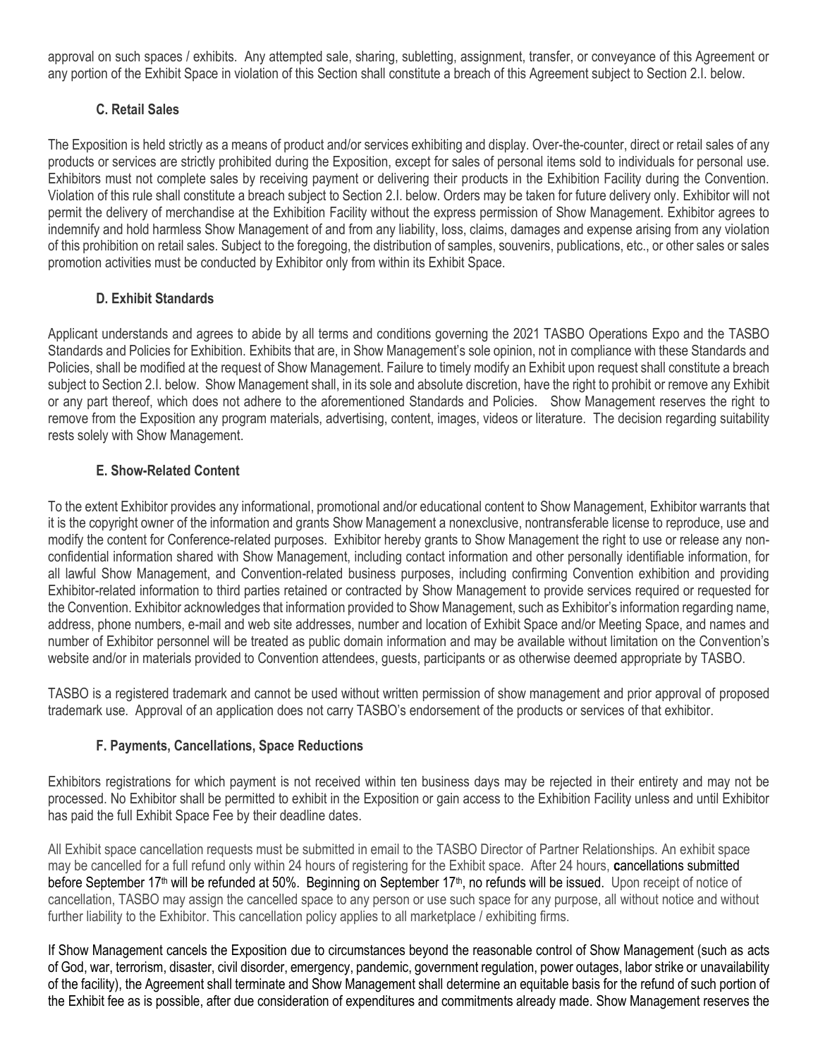approval on such spaces / exhibits. Any attempted sale, sharing, subletting, assignment, transfer, or conveyance of this Agreement or any portion of the Exhibit Space in violation of this Section shall constitute a breach of this Agreement subject to Section 2.I. below.

### C. Retail Sales

The Exposition is held strictly as a means of product and/or services exhibiting and display. Over-the-counter, direct or retail sales of any products or services are strictly prohibited during the Exposition, except for sales of personal items sold to individuals for personal use. Exhibitors must not complete sales by receiving payment or delivering their products in the Exhibition Facility during the Convention. Violation of this rule shall constitute a breach subject to Section 2.I. below. Orders may be taken for future delivery only. Exhibitor will not permit the delivery of merchandise at the Exhibition Facility without the express permission of Show Management. Exhibitor agrees to indemnify and hold harmless Show Management of and from any liability, loss, claims, damages and expense arising from any violation of this prohibition on retail sales. Subject to the foregoing, the distribution of samples, souvenirs, publications, etc., or other sales or sales promotion activities must be conducted by Exhibitor only from within its Exhibit Space.

### D. Exhibit Standards

Applicant understands and agrees to abide by all terms and conditions governing the 2021 TASBO Operations Expo and the TASBO Standards and Policies for Exhibition. Exhibits that are, in Show Management's sole opinion, not in compliance with these Standards and Policies, shall be modified at the request of Show Management. Failure to timely modify an Exhibit upon request shall constitute a breach subject to Section 2.I. below. Show Management shall, in its sole and absolute discretion, have the right to prohibit or remove any Exhibit or any part thereof, which does not adhere to the aforementioned Standards and Policies. Show Management reserves the right to remove from the Exposition any program materials, advertising, content, images, videos or literature. The decision regarding suitability rests solely with Show Management.

### E. Show-Related Content

To the extent Exhibitor provides any informational, promotional and/or educational content to Show Management, Exhibitor warrants that it is the copyright owner of the information and grants Show Management a nonexclusive, nontransferable license to reproduce, use and modify the content for Conference-related purposes. Exhibitor hereby grants to Show Management the right to use or release any non-confidential information shared with Show Management, including contact information and other personally identifiable information, for all lawful Show Management, and Convention-related business purposes, including confirming Convention exhibition and providing Exhibitor-related information to third parties retained or contracted by Show Management to provide services required or requested for the Convention. Exhibitor acknowledges that information provided to Show Management, such as Exhibitor's information regarding name, address, phone numbers, e-mail and web site addresses, number and location of Exhibit Space and/or Meeting Space, and names and number of Exhibitor personnel will be treated as public domain information and may be available without limitation on the Convention's website and/or in materials provided to Convention attendees, guests, participants or as otherwise deemed appropriate by TASBO.

TASBO is a registered trademark and cannot be used without written permission of show management and prior approval of proposed trademark use. Approval of an application does not carry TASBO's endorsement of the products or services of that exhibitor.

### F. Payments, Cancellations, Space Reductions

Exhibitors registrations for which payment is not received within ten business days may be rejected in their entirety and may not be processed. No Exhibitor shall be permitted to exhibit in the Exposition or gain access to the Exhibition Facility unless and until Exhibitor has paid the full Exhibit Space Fee by their deadline dates.

All Exhibit space cancellation requests must be submitted in email to the TASBO Director of Partner Relationships. An exhibit space may be cancelled for a full refund only within 24 hours of registering for the Exhibit space. After 24 hours, **c**ancellations submitted before September 17th will be refunded at 50%. Beginning on September 17th, no refunds will be issued. Upon receipt of notice of cancellation, TASBO may assign the cancelled space to any person or use such space for any purpose, all without notice and without further liability to the Exhibitor. This cancellation policy applies to all marketplace / exhibiting firms.

If Show Management cancels the Exposition due to circumstances beyond the reasonable control of Show Management (such as acts of God, war, terrorism, disaster, civil disorder, emergency, pandemic, government regulation, power outages, labor strike or unavailability of the facility), the Agreement shall terminate and Show Management shall determine an equitable basis for the refund of such portion of the Exhibit fee as is possible, after due consideration of expenditures and commitments already made. Show Management reserves the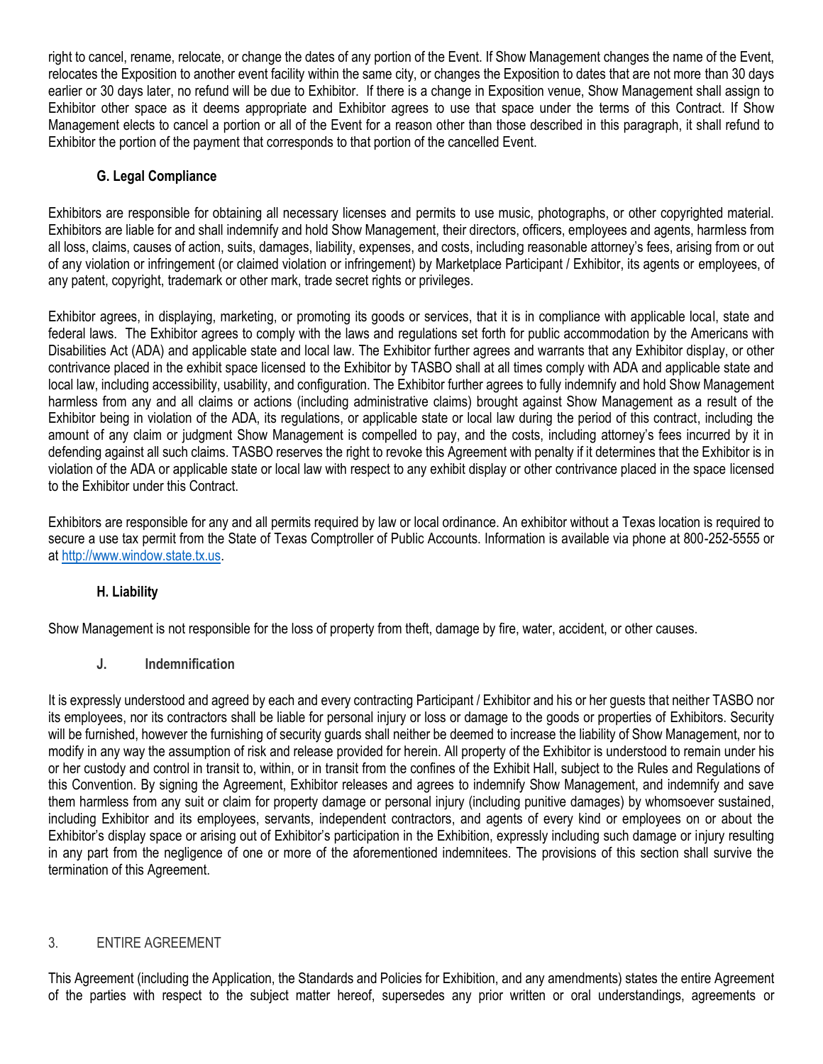right to cancel, rename, relocate, or change the dates of any portion of the Event. If Show Management changes the name of the Event, relocates the Exposition to another event facility within the same city, or changes the Exposition to dates that are not more than 30 days earlier or 30 days later, no refund will be due to Exhibitor. If there is a change in Exposition venue, Show Management shall assign to Exhibitor other space as it deems appropriate and Exhibitor agrees to use that space under the terms of this Contract. If Show Management elects to cancel a portion or all of the Event for a reason other than those described in this paragraph, it shall refund to Exhibitor the portion of the payment that corresponds to that portion of the cancelled Event.

### G. Legal Compliance

Exhibitors are responsible for obtaining all necessary licenses and permits to use music, photographs, or other copyrighted material. Exhibitors are liable for and shall indemnify and hold Show Management, their directors, officers, employees and agents, harmless from all loss, claims, causes of action, suits, damages, liability, expenses, and costs, including reasonable attorney's fees, arising from or out of any violation or infringement (or claimed violation or infringement) by Marketplace Participant / Exhibitor, its agents or employees, of any patent, copyright, trademark or other mark, trade secret rights or privileges.

Exhibitor agrees, in displaying, marketing, or promoting its goods or services, that it is in compliance with applicable local, state and federal laws. The Exhibitor agrees to comply with the laws and regulations set forth for public accommodation by the Americans with Disabilities Act (ADA) and applicable state and local law. The Exhibitor further agrees and warrants that any Exhibitor display, or other contrivance placed in the exhibit space licensed to the Exhibitor by TASBO shall at all times comply with ADA and applicable state and local law, including accessibility, usability, and configuration. The Exhibitor further agrees to fully indemnify and hold Show Management harmless from any and all claims or actions (including administrative claims) brought against Show Management as a result of the Exhibitor being in violation of the ADA, its regulations, or applicable state or local law during the period of this contract, including the amount of any claim or judgment Show Management is compelled to pay, and the costs, including attorney's fees incurred by it in defending against all such claims. TASBO reserves the right to revoke this Agreement with penalty if it determines that the Exhibitor is in violation of the ADA or applicable state or local law with respect to any exhibit display or other contrivance placed in the space licensed to the Exhibitor under this Contract.

Exhibitors are responsible for any and all permits required by law or local ordinance. An exhibitor without a Texas location is required to secure a use tax permit from the State of Texas Comptroller of Public Accounts. Information is available via phone at 800-252-5555 or at http://www.window.state.tx.us.

### H. Liability

Show Management is not responsible for the loss of property from theft, damage by fire, water, accident, or other causes.

### J. Indemnification

It is expressly understood and agreed by each and every contracting Participant / Exhibitor and his or her guests that neither TASBO nor its employees, nor its contractors shall be liable for personal injury or loss or damage to the goods or properties of Exhibitors. Security will be furnished, however the furnishing of security guards shall neither be deemed to increase the liability of Show Management, nor to modify in any way the assumption of risk and release provided for herein. All property of the Exhibitor is understood to remain under his or her custody and control in transit to, within, or in transit from the confines of the Exhibit Hall, subject to the Rules and Regulations of this Convention. By signing the Agreement, Exhibitor releases and agrees to indemnify Show Management, and indemnify and save them harmless from any suit or claim for property damage or personal injury (including punitive damages) by whomsoever sustained, including Exhibitor and its employees, servants, independent contractors, and agents of every kind or employees on or about the Exhibitor's display space or arising out of Exhibitor's participation in the Exhibition, expressly including such damage or injury resulting in any part from the negligence of one or more of the aforementioned indemnitees. The provisions of this section shall survive the termination of this Agreement.

## 3. ENTIRE AGREEMENT

This Agreement (including the Application, the Standards and Policies for Exhibition, and any amendments) states the entire Agreement of the parties with respect to the subject matter hereof, supersedes any prior written or oral understandings, agreements or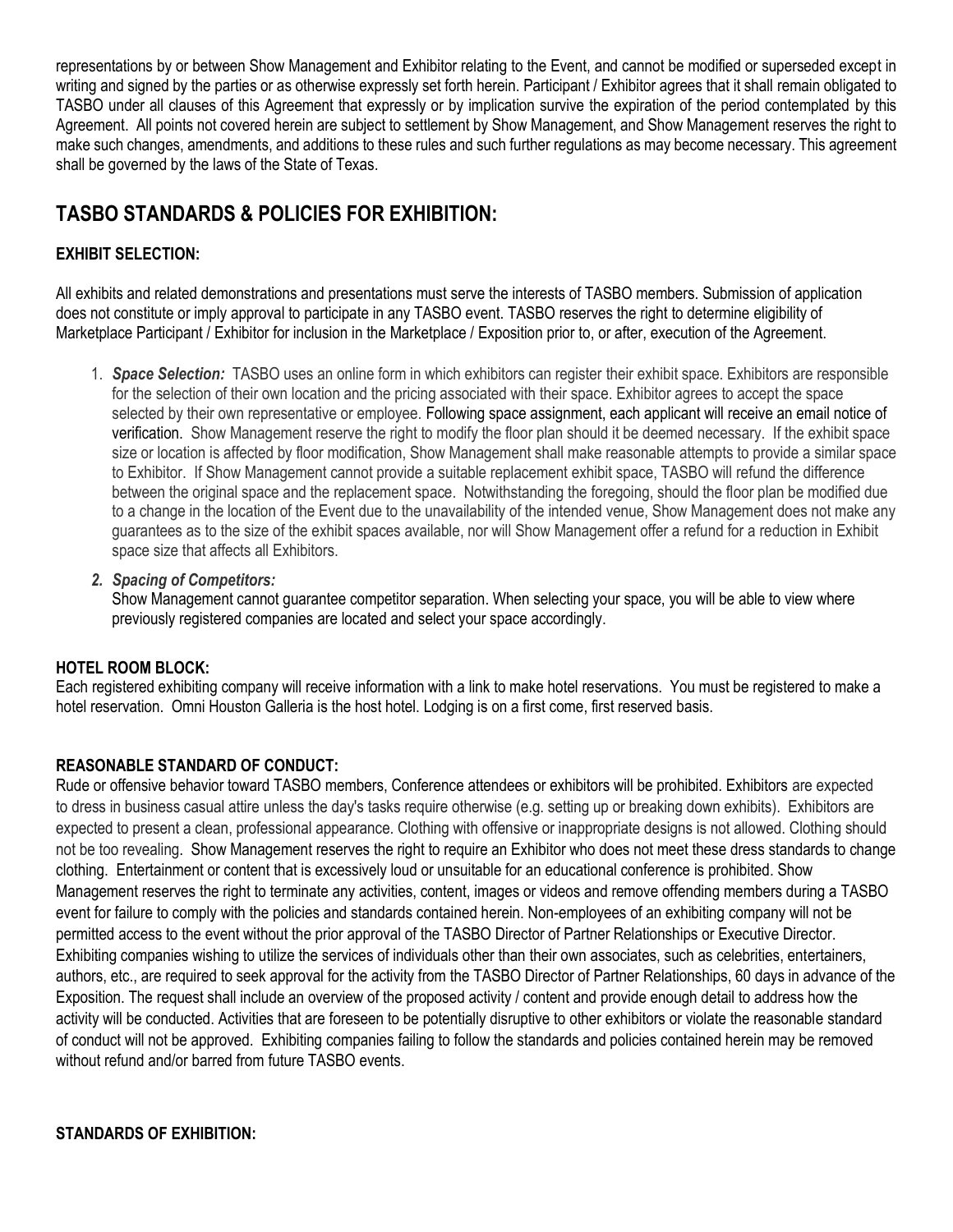representations by or between Show Management and Exhibitor relating to the Event, and cannot be modified or superseded except in writing and signed by the parties or as otherwise expressly set forth herein. Participant / Exhibitor agrees that it shall remain obligated to TASBO under all clauses of this Agreement that expressly or by implication survive the expiration of the period contemplated by this Agreement. All points not covered herein are subject to settlement by Show Management, and Show Management reserves the right to make such changes, amendments, and additions to these rules and such further regulations as may become necessary. This agreement shall be governed by the laws of the State of Texas.

## TASBO STANDARDS & POLICIES FOR EXHIBITION:

### EXHIBIT SELECTION:

All exhibits and related demonstrations and presentations must serve the interests of TASBO members. Submission of application does not constitute or imply approval to participate in any TASBO event. TASBO reserves the right to determine eligibility of Marketplace Participant / Exhibitor for inclusion in the Marketplace / Exposition prior to, or after, execution of the Agreement.

1. ***Space Selection:*** TASBO uses an online form in which exhibitors can register their exhibit space. Exhibitors are responsible for the selection of their own location and the pricing associated with their space. Exhibitor agrees to accept the space selected by their own representative or employee. Following space assignment, each applicant will receive an email notice of verification. Show Management reserve the right to modify the floor plan should it be deemed necessary. If the exhibit space size or location is affected by floor modification, Show Management shall make reasonable attempts to provide a similar space to Exhibitor. If Show Management cannot provide a suitable replacement exhibit space, TASBO will refund the difference between the original space and the replacement space. Notwithstanding the foregoing, should the floor plan be modified due to a change in the location of the Event due to the unavailability of the intended venue, Show Management does not make any guarantees as to the size of the exhibit spaces available, nor will Show Management offer a refund for a reduction in Exhibit space size that affects all Exhibitors.

2. ***Spacing of Competitors:***
   Show Management cannot guarantee competitor separation. When selecting your space, you will be able to view where previously registered companies are located and select your space accordingly.

### HOTEL ROOM BLOCK:

Each registered exhibiting company will receive information with a link to make hotel reservations. You must be registered to make a hotel reservation. Omni Houston Galleria is the host hotel. Lodging is on a first come, first reserved basis.

### REASONABLE STANDARD OF CONDUCT:

Rude or offensive behavior toward TASBO members, Conference attendees or exhibitors will be prohibited. Exhibitors are expected to dress in business casual attire unless the day's tasks require otherwise (e.g. setting up or breaking down exhibits). Exhibitors are expected to present a clean, professional appearance. Clothing with offensive or inappropriate designs is not allowed. Clothing should not be too revealing. Show Management reserves the right to require an Exhibitor who does not meet these dress standards to change clothing. Entertainment or content that is excessively loud or unsuitable for an educational conference is prohibited. Show Management reserves the right to terminate any activities, content, images or videos and remove offending members during a TASBO event for failure to comply with the policies and standards contained herein. Non-employees of an exhibiting company will not be permitted access to the event without the prior approval of the TASBO Director of Partner Relationships or Executive Director. Exhibiting companies wishing to utilize the services of individuals other than their own associates, such as celebrities, entertainers, authors, etc., are required to seek approval for the activity from the TASBO Director of Partner Relationships, 60 days in advance of the Exposition. The request shall include an overview of the proposed activity / content and provide enough detail to address how the activity will be conducted. Activities that are foreseen to be potentially disruptive to other exhibitors or violate the reasonable standard of conduct will not be approved. Exhibiting companies failing to follow the standards and policies contained herein may be removed without refund and/or barred from future TASBO events.

### STANDARDS OF EXHIBITION: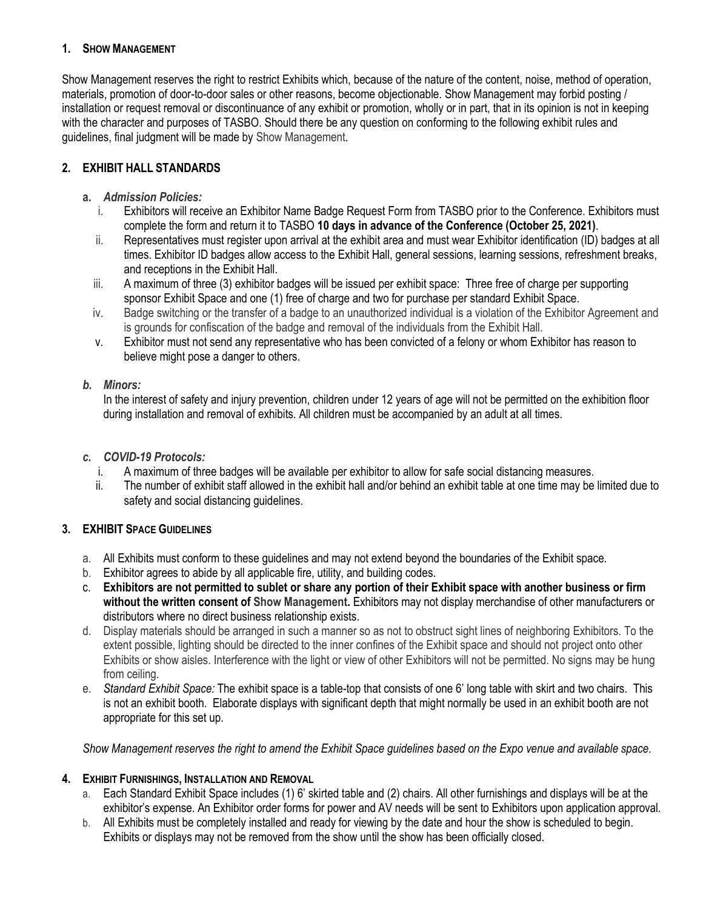## 1. Show Management

Show Management reserves the right to restrict Exhibits which, because of the nature of the content, noise, method of operation, materials, promotion of door-to-door sales or other reasons, become objectionable. Show Management may forbid posting / installation or request removal or discontinuance of any exhibit or promotion, wholly or in part, that in its opinion is not in keeping with the character and purposes of TASBO. Should there be any question on conforming to the following exhibit rules and guidelines, final judgment will be made by Show Management.

## 2. EXHIBIT HALL STANDARDS

**a. *Admission Policies:***

i. Exhibitors will receive an Exhibitor Name Badge Request Form from TASBO prior to the Conference. Exhibitors must complete the form and return it to TASBO **10 days in advance of the Conference (October 25, 2021)**.

ii. Representatives must register upon arrival at the exhibit area and must wear Exhibitor identification (ID) badges at all times. Exhibitor ID badges allow access to the Exhibit Hall, general sessions, learning sessions, refreshment breaks, and receptions in the Exhibit Hall.

iii. A maximum of three (3) exhibitor badges will be issued per exhibit space: Three free of charge per supporting sponsor Exhibit Space and one (1) free of charge and two for purchase per standard Exhibit Space.

iv. Badge switching or the transfer of a badge to an unauthorized individual is a violation of the Exhibitor Agreement and is grounds for confiscation of the badge and removal of the individuals from the Exhibit Hall.

v. Exhibitor must not send any representative who has been convicted of a felony or whom Exhibitor has reason to believe might pose a danger to others.

***b. Minors:***

In the interest of safety and injury prevention, children under 12 years of age will not be permitted on the exhibition floor during installation and removal of exhibits. All children must be accompanied by an adult at all times.

***c. COVID-19 Protocols:***

i. A maximum of three badges will be available per exhibitor to allow for safe social distancing measures.

ii. The number of exhibit staff allowed in the exhibit hall and/or behind an exhibit table at one time may be limited due to safety and social distancing guidelines.

## 3. EXHIBIT SPACE GUIDELINES

a. All Exhibits must conform to these guidelines and may not extend beyond the boundaries of the Exhibit space.

b. Exhibitor agrees to abide by all applicable fire, utility, and building codes.

c. **Exhibitors are not permitted to sublet or share any portion of their Exhibit space with another business or firm without the written consent of Show Management.** Exhibitors may not display merchandise of other manufacturers or distributors where no direct business relationship exists.

d. Display materials should be arranged in such a manner so as not to obstruct sight lines of neighboring Exhibitors. To the extent possible, lighting should be directed to the inner confines of the Exhibit space and should not project onto other Exhibits or show aisles. Interference with the light or view of other Exhibitors will not be permitted. No signs may be hung from ceiling.

e. *Standard Exhibit Space:* The exhibit space is a table-top that consists of one 6' long table with skirt and two chairs. This is not an exhibit booth. Elaborate displays with significant depth that might normally be used in an exhibit booth are not appropriate for this set up.

*Show Management reserves the right to amend the Exhibit Space guidelines based on the Expo venue and available space.*

## 4. Exhibit Furnishings, Installation and Removal

a. Each Standard Exhibit Space includes (1) 6' skirted table and (2) chairs. All other furnishings and displays will be at the exhibitor's expense. An Exhibitor order forms for power and AV needs will be sent to Exhibitors upon application approval.

b. All Exhibits must be completely installed and ready for viewing by the date and hour the show is scheduled to begin. Exhibits or displays may not be removed from the show until the show has been officially closed.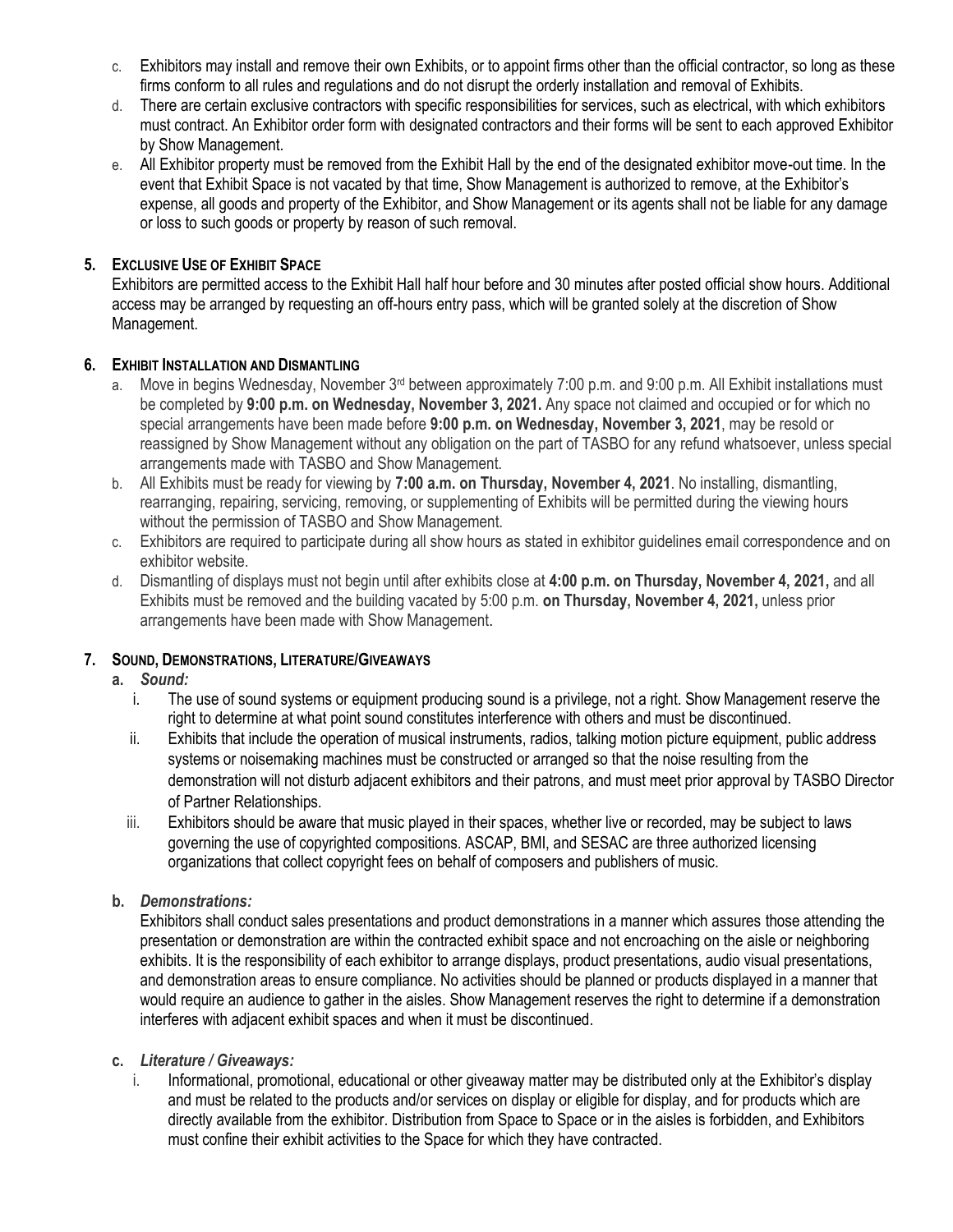c. Exhibitors may install and remove their own Exhibits, or to appoint firms other than the official contractor, so long as these firms conform to all rules and regulations and do not disrupt the orderly installation and removal of Exhibits.

d. There are certain exclusive contractors with specific responsibilities for services, such as electrical, with which exhibitors must contract. An Exhibitor order form with designated contractors and their forms will be sent to each approved Exhibitor by Show Management.

e. All Exhibitor property must be removed from the Exhibit Hall by the end of the designated exhibitor move-out time. In the event that Exhibit Space is not vacated by that time, Show Management is authorized to remove, at the Exhibitor's expense, all goods and property of the Exhibitor, and Show Management or its agents shall not be liable for any damage or loss to such goods or property by reason of such removal.

**5. Exclusive Use of Exhibit Space**

Exhibitors are permitted access to the Exhibit Hall half hour before and 30 minutes after posted official show hours. Additional access may be arranged by requesting an off-hours entry pass, which will be granted solely at the discretion of Show Management.

**6. Exhibit Installation and Dismantling**

a. Move in begins Wednesday, November 3rd between approximately 7:00 p.m. and 9:00 p.m. All Exhibit installations must be completed by **9:00 p.m. on Wednesday, November 3, 2021.** Any space not claimed and occupied or for which no special arrangements have been made before **9:00 p.m. on Wednesday, November 3, 2021**, may be resold or reassigned by Show Management without any obligation on the part of TASBO for any refund whatsoever, unless special arrangements made with TASBO and Show Management.

b. All Exhibits must be ready for viewing by **7:00 a.m. on Thursday, November 4, 2021**. No installing, dismantling, rearranging, repairing, servicing, removing, or supplementing of Exhibits will be permitted during the viewing hours without the permission of TASBO and Show Management.

c. Exhibitors are required to participate during all show hours as stated in exhibitor guidelines email correspondence and on exhibitor website.

d. Dismantling of displays must not begin until after exhibits close at **4:00 p.m. on Thursday, November 4, 2021,** and all Exhibits must be removed and the building vacated by 5:00 p.m. **on Thursday, November 4, 2021,** unless prior arrangements have been made with Show Management.

**7. Sound, Demonstrations, Literature/Giveaways**

**a.** ***Sound:***

i. The use of sound systems or equipment producing sound is a privilege, not a right. Show Management reserve the right to determine at what point sound constitutes interference with others and must be discontinued.

ii. Exhibits that include the operation of musical instruments, radios, talking motion picture equipment, public address systems or noisemaking machines must be constructed or arranged so that the noise resulting from the demonstration will not disturb adjacent exhibitors and their patrons, and must meet prior approval by TASBO Director of Partner Relationships.

iii. Exhibitors should be aware that music played in their spaces, whether live or recorded, may be subject to laws governing the use of copyrighted compositions. ASCAP, BMI, and SESAC are three authorized licensing organizations that collect copyright fees on behalf of composers and publishers of music.

**b.** ***Demonstrations:***

Exhibitors shall conduct sales presentations and product demonstrations in a manner which assures those attending the presentation or demonstration are within the contracted exhibit space and not encroaching on the aisle or neighboring exhibits. It is the responsibility of each exhibitor to arrange displays, product presentations, audio visual presentations, and demonstration areas to ensure compliance. No activities should be planned or products displayed in a manner that would require an audience to gather in the aisles. Show Management reserves the right to determine if a demonstration interferes with adjacent exhibit spaces and when it must be discontinued.

**c.** ***Literature / Giveaways:***

i. Informational, promotional, educational or other giveaway matter may be distributed only at the Exhibitor's display and must be related to the products and/or services on display or eligible for display, and for products which are directly available from the exhibitor. Distribution from Space to Space or in the aisles is forbidden, and Exhibitors must confine their exhibit activities to the Space for which they have contracted.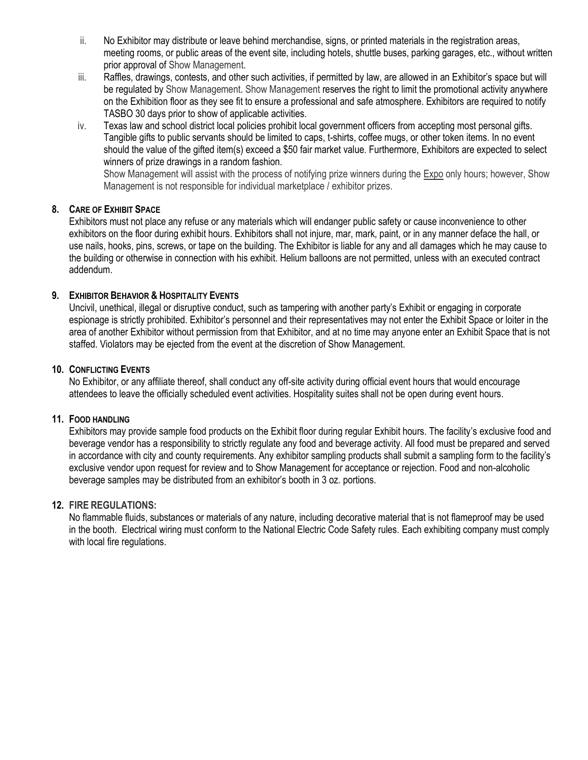ii. No Exhibitor may distribute or leave behind merchandise, signs, or printed materials in the registration areas, meeting rooms, or public areas of the event site, including hotels, shuttle buses, parking garages, etc., without written prior approval of Show Management.

iii. Raffles, drawings, contests, and other such activities, if permitted by law, are allowed in an Exhibitor's space but will be regulated by Show Management. Show Management reserves the right to limit the promotional activity anywhere on the Exhibition floor as they see fit to ensure a professional and safe atmosphere. Exhibitors are required to notify TASBO 30 days prior to show of applicable activities.

iv. Texas law and school district local policies prohibit local government officers from accepting most personal gifts. Tangible gifts to public servants should be limited to caps, t-shirts, coffee mugs, or other token items. In no event should the value of the gifted item(s) exceed a $50 fair market value. Furthermore, Exhibitors are expected to select winners of prize drawings in a random fashion.

Show Management will assist with the process of notifying prize winners during the Expo only hours; however, Show Management is not responsible for individual marketplace / exhibitor prizes.

**8. CARE OF EXHIBIT SPACE**

Exhibitors must not place any refuse or any materials which will endanger public safety or cause inconvenience to other exhibitors on the floor during exhibit hours. Exhibitors shall not injure, mar, mark, paint, or in any manner deface the hall, or use nails, hooks, pins, screws, or tape on the building. The Exhibitor is liable for any and all damages which he may cause to the building or otherwise in connection with his exhibit. Helium balloons are not permitted, unless with an executed contract addendum.

**9. EXHIBITOR BEHAVIOR & HOSPITALITY EVENTS**

Uncivil, unethical, illegal or disruptive conduct, such as tampering with another party's Exhibit or engaging in corporate espionage is strictly prohibited. Exhibitor's personnel and their representatives may not enter the Exhibit Space or loiter in the area of another Exhibitor without permission from that Exhibitor, and at no time may anyone enter an Exhibit Space that is not staffed. Violators may be ejected from the event at the discretion of Show Management.

**10. CONFLICTING EVENTS**

No Exhibitor, or any affiliate thereof, shall conduct any off-site activity during official event hours that would encourage attendees to leave the officially scheduled event activities. Hospitality suites shall not be open during event hours.

**11. FOOD HANDLING**

Exhibitors may provide sample food products on the Exhibit floor during regular Exhibit hours. The facility's exclusive food and beverage vendor has a responsibility to strictly regulate any food and beverage activity. All food must be prepared and served in accordance with city and county requirements. Any exhibitor sampling products shall submit a sampling form to the facility's exclusive vendor upon request for review and to Show Management for acceptance or rejection. Food and non-alcoholic beverage samples may be distributed from an exhibitor's booth in 3 oz. portions.

**12. FIRE REGULATIONS:**

No flammable fluids, substances or materials of any nature, including decorative material that is not flameproof may be used in the booth. Electrical wiring must conform to the National Electric Code Safety rules. Each exhibiting company must comply with local fire regulations.